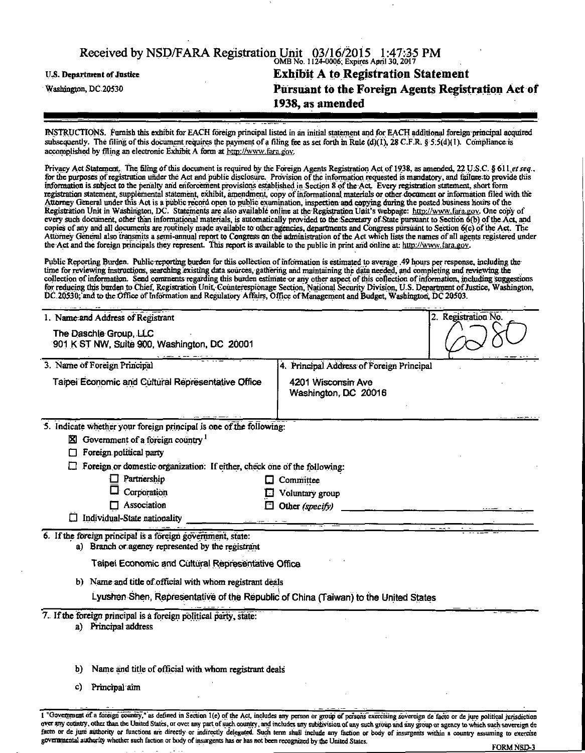Received by NSD/FARA Registration Unit 03/16/2015 1:47:35 PM

OMB No. 1124-0006; Expires April 30, 2017

U.S. Department of Justice
Washington, DC 20530

# Exhibit A to Registration Statement Pursuant to the Foreign Agents Registration Act of 1938, as amended

INSTRUCTIONS. Furnish this exhibit for EACH foreign principal listed in an initial statement and for EACH additional foreign principal acquired subsequently. The filing of this document requires the payment of a filing fee as set forth in Rule (d)(1), 28 C.F.R. § 5.5(d)(1). Compliance is accomplished by filing an electronic Exhibit A form at http://www.fara.gov.

Privacy Act Statement. The filing of this document is required by the Foreign Agents Registration Act of 1938, as amended, 22 U.S.C. § 611 *et seq.*, for the purposes of registration under the Act and public disclosure. Provision of the information requested is mandatory, and failure to provide this information is subject to the penalty and enforcement provisions established in Section 8 of the Act. Every registration statement, short form registration statement, supplemental statement, exhibit, amendment, copy of informational materials or other document or information filed with the Attorney General under this Act is a public record open to public examination, inspection and copying during the posted business hours of the Registration Unit in Washington, DC. Statements are also available online at the Registration Unit's webpage: http://www.fara.gov. One copy of every such document, other than informational materials, is automatically provided to the Secretary of State pursuant to Section 6(b) of the Act, and copies of any and all documents are routinely made available to other agencies, departments and Congress pursuant to Section 6(c) of the Act. The Attorney General also transmits a semi-annual report to Congress on the administration of the Act which lists the names of all agents registered under the Act and the foreign principals they represent. This report is available to the public in print and online at: http://www.fara.gov.

Public Reporting Burden. Public reporting burden for this collection of information is estimated to average .49 hours per response, including the time for reviewing instructions, searching existing data sources, gathering and maintaining the data needed, and completing and reviewing the collection of information. Send comments regarding this burden estimate or any other aspect of this collection of information, including suggestions for reducing this burden to Chief, Registration Unit, Counterespionage Section, National Security Division, U.S. Department of Justice, Washington, DC 20530; and to the Office of Information and Regulatory Affairs, Office of Management and Budget, Washington, DC 20503.

| 1. Name and Address of Registrant | 2. Registration No. |
|---|---|
| The Daschle Group, LLC<br>901 K ST NW, Suite 900, Washington, DC 20001 | 6280 |

| 3. Name of Foreign Principal | 4. Principal Address of Foreign Principal |
|---|---|
| Taipei Economic and Cultural Representative Office | 4201 Wisconsin Ave<br>Washington, DC 20016 |

5. Indicate whether your foreign principal is one of the following:

- ☒ Government of a foreign country [1]
- ☐ Foreign political party
- ☐ Foreign or domestic organization: If either, check one of the following:
  - ☐ Partnership
  - ☐ Corporation
  - ☐ Association
  - ☐ Committee
  - ☐ Voluntary group
  - ☐ Other *(specify)* ______
- ☐ Individual-State nationality ______

6. If the foreign principal is a foreign government, state:

a) Branch or agency represented by the registrant

Taipei Economic and Cultural Representative Office

b) Name and title of official with whom registrant deals

Lyushen Shen, Representative of the Republic of China (Taiwan) to the United States

7. If the foreign principal is a foreign political party, state:

a) Principal address

b) Name and title of official with whom registrant deals

c) Principal aim

1 "Government of a foreign country," as defined in Section 1(e) of the Act, includes any person or group of persons exercising sovereign de facto or de jure political jurisdiction over any country, other than the United States, or over any part of such country, and includes any subdivision of any such group and any group or agency to which such sovereign de facto or de jure authority or functions are directly or indirectly delegated. Such term shall include any faction or body of insurgents within a country assuming to exercise governmental authority whether such faction or body of insurgents has or has not been recognized by the United States.

FORM NSD-3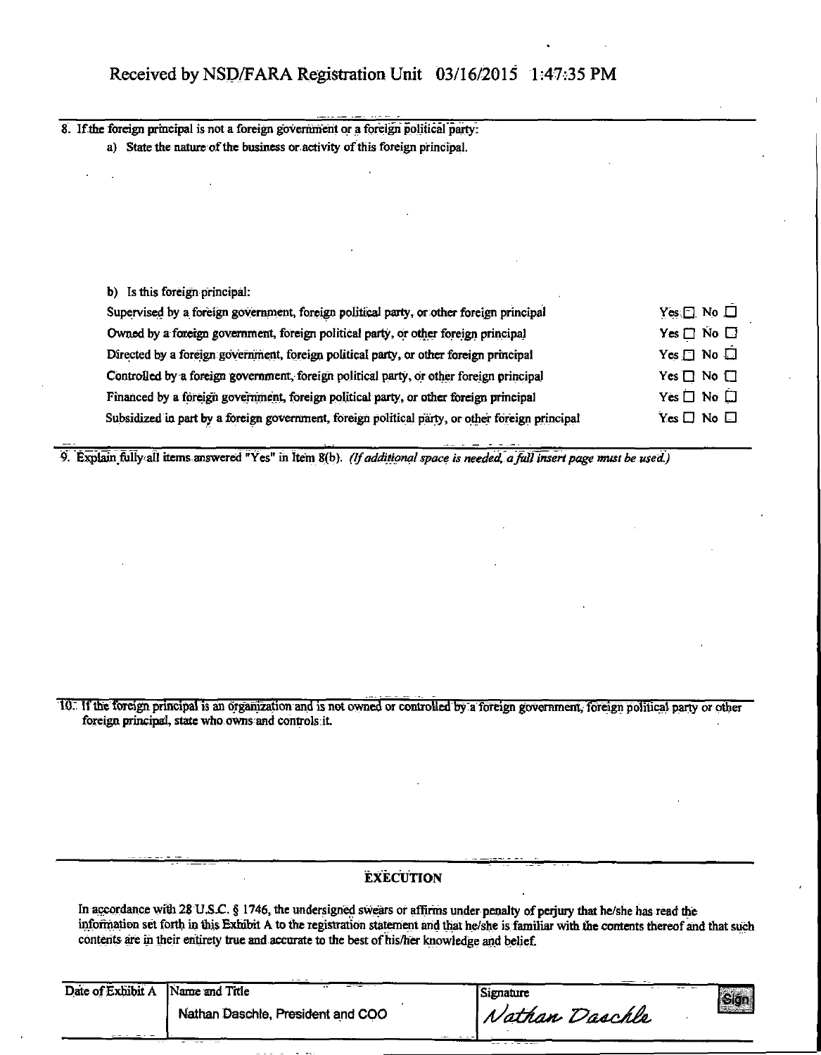Received by NSD/FARA Registration Unit 03/16/2015 1:47:35 PM

8. If the foreign principal is not a foreign government or a foreign political party:

   a) State the nature of the business or activity of this foreign principal.

   b) Is this foreign principal:

| | |
|---|---|
| Supervised by a foreign government, foreign political party, or other foreign principal | Yes ☐ No ☐ |
| Owned by a foreign government, foreign political party, or other foreign principal | Yes ☐ No ☐ |
| Directed by a foreign government, foreign political party, or other foreign principal | Yes ☐ No ☐ |
| Controlled by a foreign government, foreign political party, or other foreign principal | Yes ☐ No ☐ |
| Financed by a foreign government, foreign political party, or other foreign principal | Yes ☐ No ☐ |
| Subsidized in part by a foreign government, foreign political party, or other foreign principal | Yes ☐ No ☐ |

9. Explain fully all items answered "Yes" in Item 8(b). *(If additional space is needed, a full insert page must be used.)*

10. If the foreign principal is an organization and is not owned or controlled by a foreign government, foreign political party or other foreign principal, state who owns and controls it.

## EXECUTION

In accordance with 28 U.S.C. § 1746, the undersigned swears or affirms under penalty of perjury that he/she has read the information set forth in this Exhibit A to the registration statement and that he/she is familiar with the contents thereof and that such contents are in their entirety true and accurate to the best of his/her knowledge and belief.

| Date of Exhibit A | Name and Title | Signature |
|---|---|---|
| | Nathan Daschle, President and COO | *Nathan Daschle* |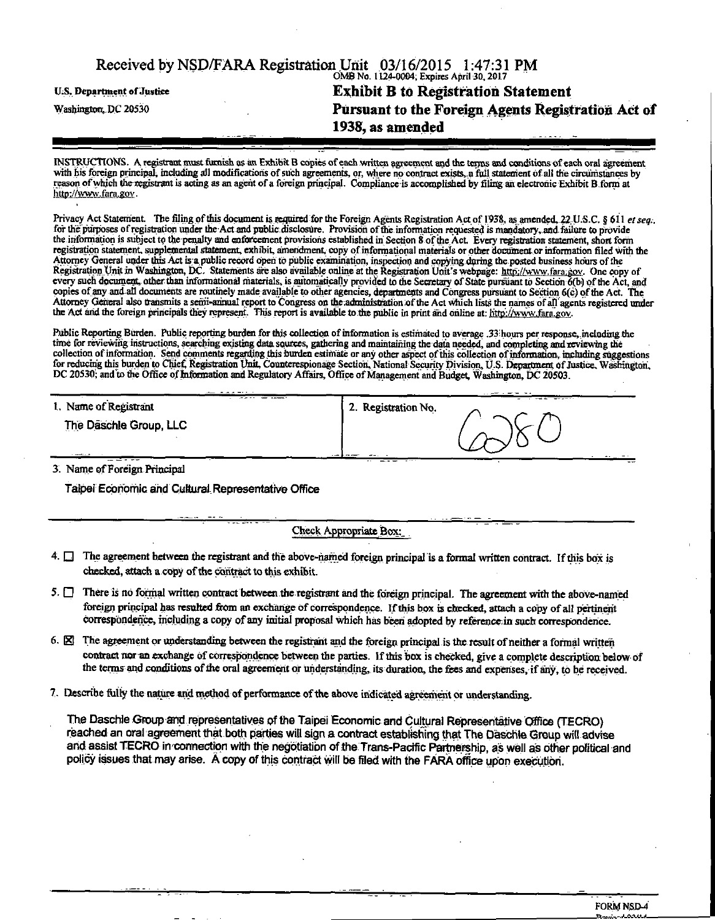Received by NSD/FARA Registration Unit 03/16/2015 1:47:31 PM

OMB No. 1124-0004; Expires April 30, 2017

U.S. Department of Justice

Washington, DC 20530

# Exhibit B to Registration Statement Pursuant to the Foreign Agents Registration Act of 1938, as amended

INSTRUCTIONS. A registrant must furnish as an Exhibit B copies of each written agreement and the terms and conditions of each oral agreement with his foreign principal, including all modifications of such agreements, or, where no contract exists, a full statement of all the circumstances by reason of which the registrant is acting as an agent of a foreign principal. Compliance is accomplished by filing an electronic Exhibit B form at http://www.fara.gov.

Privacy Act Statement. The filing of this document is required for the Foreign Agents Registration Act of 1938, as amended, 22 U.S.C. § 611 *et seq.*, for the purposes of registration under the Act and public disclosure. Provision of the information requested is mandatory, and failure to provide the information is subject to the penalty and enforcement provisions established in Section 8 of the Act. Every registration statement, short form registration statement, supplemental statement, exhibit, amendment, copy of informational materials or other document or information filed with the Attorney General under this Act is a public record open to public examination, inspection and copying during the posted business hours of the Registration Unit in Washington, DC. Statements are also available online at the Registration Unit's webpage: http://www.fara.gov. One copy of every such document, other than informational materials, is automatically provided to the Secretary of State pursuant to Section 6(b) of the Act, and copies of any and all documents are routinely made available to other agencies, departments and Congress pursuant to Section 6(c) of the Act. The Attorney General also transmits a semi-annual report to Congress on the administration of the Act which lists the names of all agents registered under the Act and the foreign principals they represent. This report is available to the public in print and online at: http://www.fara.gov.

Public Reporting Burden. Public reporting burden for this collection of information is estimated to average .33 hours per response, including the time for reviewing instructions, searching existing data sources, gathering and maintaining the data needed, and completing and reviewing the collection of information. Send comments regarding this burden estimate or any other aspect of this collection of information, including suggestions for reducing this burden to Chief, Registration Unit, Counterespionage Section, National Security Division, U.S. Department of Justice, Washington, DC 20530; and to the Office of Information and Regulatory Affairs, Office of Management and Budget, Washington, DC 20503.

| 1. Name of Registrant | 2. Registration No. |
| --- | --- |
| The Daschle Group, LLC | 6280 |

3. Name of Foreign Principal

Taipei Economic and Cultural Representative Office

Check Appropriate Box:

4. ☐ The agreement between the registrant and the above-named foreign principal is a formal written contract. If this box is checked, attach a copy of the contract to this exhibit.

5. ☐ There is no formal written contract between the registrant and the foreign principal. The agreement with the above-named foreign principal has resulted from an exchange of correspondence. If this box is checked, attach a copy of all pertinent correspondence, including a copy of any initial proposal which has been adopted by reference in such correspondence.

6. ☒ The agreement or understanding between the registrant and the foreign principal is the result of neither a formal written contract nor an exchange of correspondence between the parties. If this box is checked, give a complete description below of the terms and conditions of the oral agreement or understanding, its duration, the fees and expenses, if any, to be received.

7. Describe fully the nature and method of performance of the above indicated agreement or understanding.

The Daschle Group and representatives of the Taipei Economic and Cultural Representative Office (TECRO) reached an oral agreement that both parties will sign a contract establishing that The Daschle Group will advise and assist TECRO in connection with the negotiation of the Trans-Pacific Partnership, as well as other political and policy issues that may arise. A copy of this contract will be filed with the FARA office upon execution.

FORM NSD-4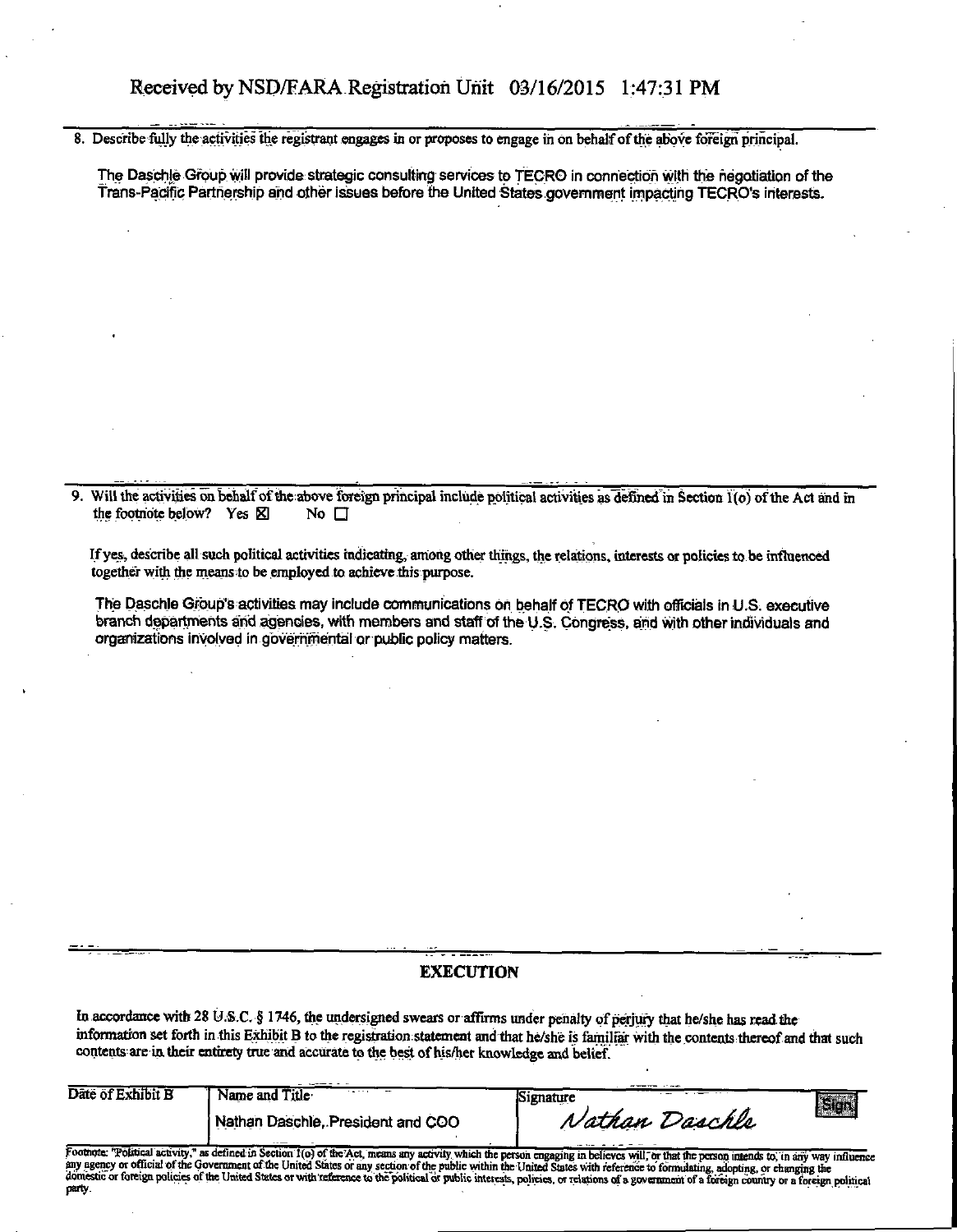Received by NSD/FARA Registration Unit 03/16/2015 1:47:31 PM

8. Describe fully the activities the registrant engages in or proposes to engage in on behalf of the above foreign principal.

The Daschle Group will provide strategic consulting services to TECRO in connection with the negotiation of the Trans-Pacific Partnership and other issues before the United States government impacting TECRO's interests.

9. Will the activities on behalf of the above foreign principal include political activities as defined in Section 1(o) of the Act and in the footnote below? Yes ☒ No ☐

If yes, describe all such political activities indicating, among other things, the relations, interests or policies to be influenced together with the means to be employed to achieve this purpose.

The Daschle Group's activities may include communications on behalf of TECRO with officials in U.S. executive branch departments and agencies, with members and staff of the U.S. Congress, and with other individuals and organizations involved in governmental or public policy matters.

## EXECUTION

In accordance with 28 U.S.C. § 1746, the undersigned swears or affirms under penalty of perjury that he/she has read the information set forth in this Exhibit B to the registration statement and that he/she is familiar with the contents thereof and that such contents are in their entirety true and accurate to the best of his/her knowledge and belief.

| Date of Exhibit B | Name and Title | Signature |
|---|---|---|
| | Nathan Daschle, President and COO | Nathan Daschle |

Footnote: "Political activity," as defined in Section 1(o) of the Act, means any activity which the person engaging in believes will, or that the person intends to, in any way influence any agency or official of the Government of the United States or any section of the public within the United States with reference to formulating, adopting, or changing the domestic or foreign policies of the United States or with reference to the political or public interests, policies, or relations of a government of a foreign country or a foreign political party.